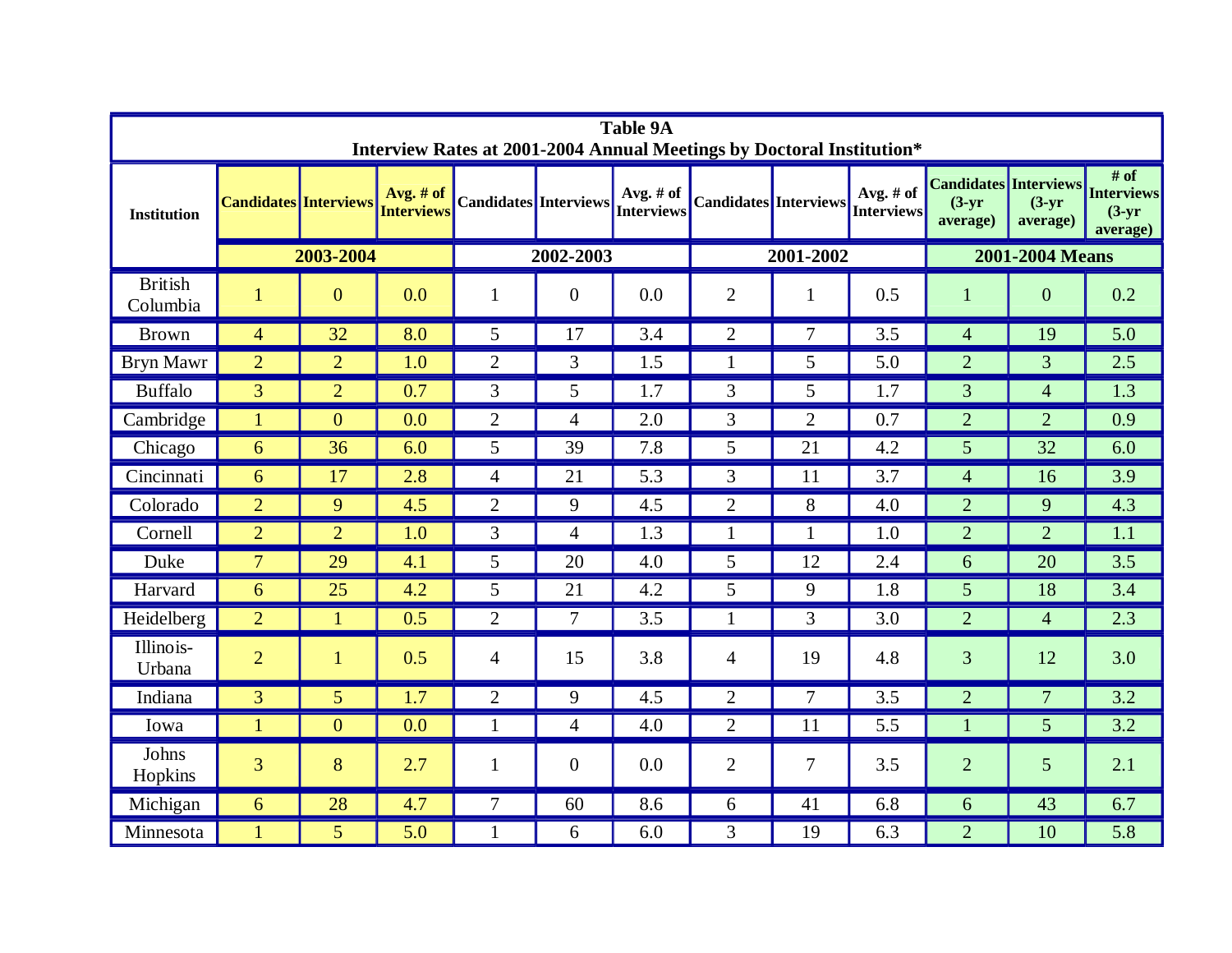**Table 9A**
**Interview Rates at 2001-2004 Annual Meetings by Doctoral Institution***

| Institution | Candidates | Interviews | Avg. # of Interviews | Candidates | Interviews | Avg. # of Interviews | Candidates | Interviews | Avg. # of Interviews | Candidates (3-yr average) | Interviews (3-yr average) | # of Interviews (3-yr average) |
|---|---|---|---|---|---|---|---|---|---|---|---|---|
| | 2003-2004 | | | 2002-2003 | | | 2001-2002 | | | 2001-2004 Means | | |
| British Columbia | 1 | 0 | 0.0 | 1 | 0 | 0.0 | 2 | 1 | 0.5 | 1 | 0 | 0.2 |
| Brown | 4 | 32 | 8.0 | 5 | 17 | 3.4 | 2 | 7 | 3.5 | 4 | 19 | 5.0 |
| Bryn Mawr | 2 | 2 | 1.0 | 2 | 3 | 1.5 | 1 | 5 | 5.0 | 2 | 3 | 2.5 |
| Buffalo | 3 | 2 | 0.7 | 3 | 5 | 1.7 | 3 | 5 | 1.7 | 3 | 4 | 1.3 |
| Cambridge | 1 | 0 | 0.0 | 2 | 4 | 2.0 | 3 | 2 | 0.7 | 2 | 2 | 0.9 |
| Chicago | 6 | 36 | 6.0 | 5 | 39 | 7.8 | 5 | 21 | 4.2 | 5 | 32 | 6.0 |
| Cincinnati | 6 | 17 | 2.8 | 4 | 21 | 5.3 | 3 | 11 | 3.7 | 4 | 16 | 3.9 |
| Colorado | 2 | 9 | 4.5 | 2 | 9 | 4.5 | 2 | 8 | 4.0 | 2 | 9 | 4.3 |
| Cornell | 2 | 2 | 1.0 | 3 | 4 | 1.3 | 1 | 1 | 1.0 | 2 | 2 | 1.1 |
| Duke | 7 | 29 | 4.1 | 5 | 20 | 4.0 | 5 | 12 | 2.4 | 6 | 20 | 3.5 |
| Harvard | 6 | 25 | 4.2 | 5 | 21 | 4.2 | 5 | 9 | 1.8 | 5 | 18 | 3.4 |
| Heidelberg | 2 | 1 | 0.5 | 2 | 7 | 3.5 | 1 | 3 | 3.0 | 2 | 4 | 2.3 |
| Illinois-Urbana | 2 | 1 | 0.5 | 4 | 15 | 3.8 | 4 | 19 | 4.8 | 3 | 12 | 3.0 |
| Indiana | 3 | 5 | 1.7 | 2 | 9 | 4.5 | 2 | 7 | 3.5 | 2 | 7 | 3.2 |
| Iowa | 1 | 0 | 0.0 | 1 | 4 | 4.0 | 2 | 11 | 5.5 | 1 | 5 | 3.2 |
| Johns Hopkins | 3 | 8 | 2.7 | 1 | 0 | 0.0 | 2 | 7 | 3.5 | 2 | 5 | 2.1 |
| Michigan | 6 | 28 | 4.7 | 7 | 60 | 8.6 | 6 | 41 | 6.8 | 6 | 43 | 6.7 |
| Minnesota | 1 | 5 | 5.0 | 1 | 6 | 6.0 | 3 | 19 | 6.3 | 2 | 10 | 5.8 |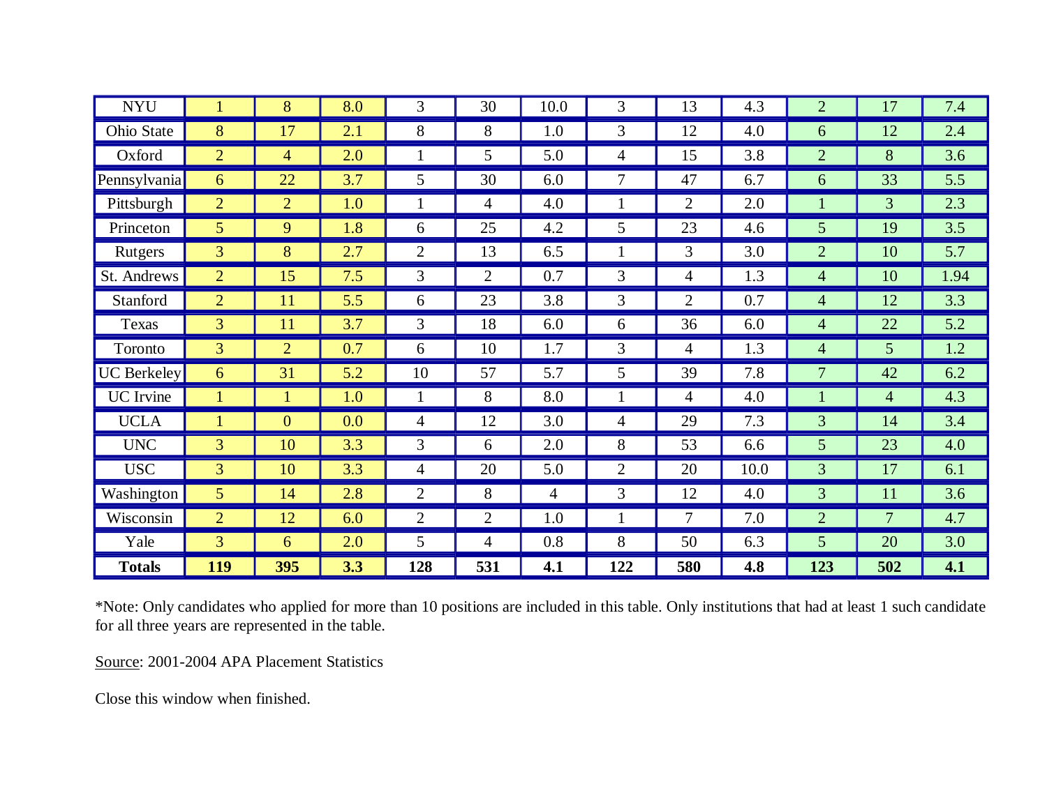| | | | | | | | | | | | | |
|---|---|---|---|---|---|---|---|---|---|---|---|---|
| NYU | 1 | 8 | 8.0 | 3 | 30 | 10.0 | 3 | 13 | 4.3 | 2 | 17 | 7.4 |
| Ohio State | 8 | 17 | 2.1 | 8 | 8 | 1.0 | 3 | 12 | 4.0 | 6 | 12 | 2.4 |
| Oxford | 2 | 4 | 2.0 | 1 | 5 | 5.0 | 4 | 15 | 3.8 | 2 | 8 | 3.6 |
| Pennsylvania | 6 | 22 | 3.7 | 5 | 30 | 6.0 | 7 | 47 | 6.7 | 6 | 33 | 5.5 |
| Pittsburgh | 2 | 2 | 1.0 | 1 | 4 | 4.0 | 1 | 2 | 2.0 | 1 | 3 | 2.3 |
| Princeton | 5 | 9 | 1.8 | 6 | 25 | 4.2 | 5 | 23 | 4.6 | 5 | 19 | 3.5 |
| Rutgers | 3 | 8 | 2.7 | 2 | 13 | 6.5 | 1 | 3 | 3.0 | 2 | 10 | 5.7 |
| St. Andrews | 2 | 15 | 7.5 | 3 | 2 | 0.7 | 3 | 4 | 1.3 | 4 | 10 | 1.94 |
| Stanford | 2 | 11 | 5.5 | 6 | 23 | 3.8 | 3 | 2 | 0.7 | 4 | 12 | 3.3 |
| Texas | 3 | 11 | 3.7 | 3 | 18 | 6.0 | 6 | 36 | 6.0 | 4 | 22 | 5.2 |
| Toronto | 3 | 2 | 0.7 | 6 | 10 | 1.7 | 3 | 4 | 1.3 | 4 | 5 | 1.2 |
| UC Berkeley | 6 | 31 | 5.2 | 10 | 57 | 5.7 | 5 | 39 | 7.8 | 7 | 42 | 6.2 |
| UC Irvine | 1 | 1 | 1.0 | 1 | 8 | 8.0 | 1 | 4 | 4.0 | 1 | 4 | 4.3 |
| UCLA | 1 | 0 | 0.0 | 4 | 12 | 3.0 | 4 | 29 | 7.3 | 3 | 14 | 3.4 |
| UNC | 3 | 10 | 3.3 | 3 | 6 | 2.0 | 8 | 53 | 6.6 | 5 | 23 | 4.0 |
| USC | 3 | 10 | 3.3 | 4 | 20 | 5.0 | 2 | 20 | 10.0 | 3 | 17 | 6.1 |
| Washington | 5 | 14 | 2.8 | 2 | 8 | 4 | 3 | 12 | 4.0 | 3 | 11 | 3.6 |
| Wisconsin | 2 | 12 | 6.0 | 2 | 2 | 1.0 | 1 | 7 | 7.0 | 2 | 7 | 4.7 |
| Yale | 3 | 6 | 2.0 | 5 | 4 | 0.8 | 8 | 50 | 6.3 | 5 | 20 | 3.0 |
| **Totals** | **119** | **395** | **3.3** | **128** | **531** | **4.1** | **122** | **580** | **4.8** | **123** | **502** | **4.1** |

*Note: Only candidates who applied for more than 10 positions are included in this table. Only institutions that had at least 1 such candidate for all three years are represented in the table.

Source: 2001-2004 APA Placement Statistics

Close this window when finished.